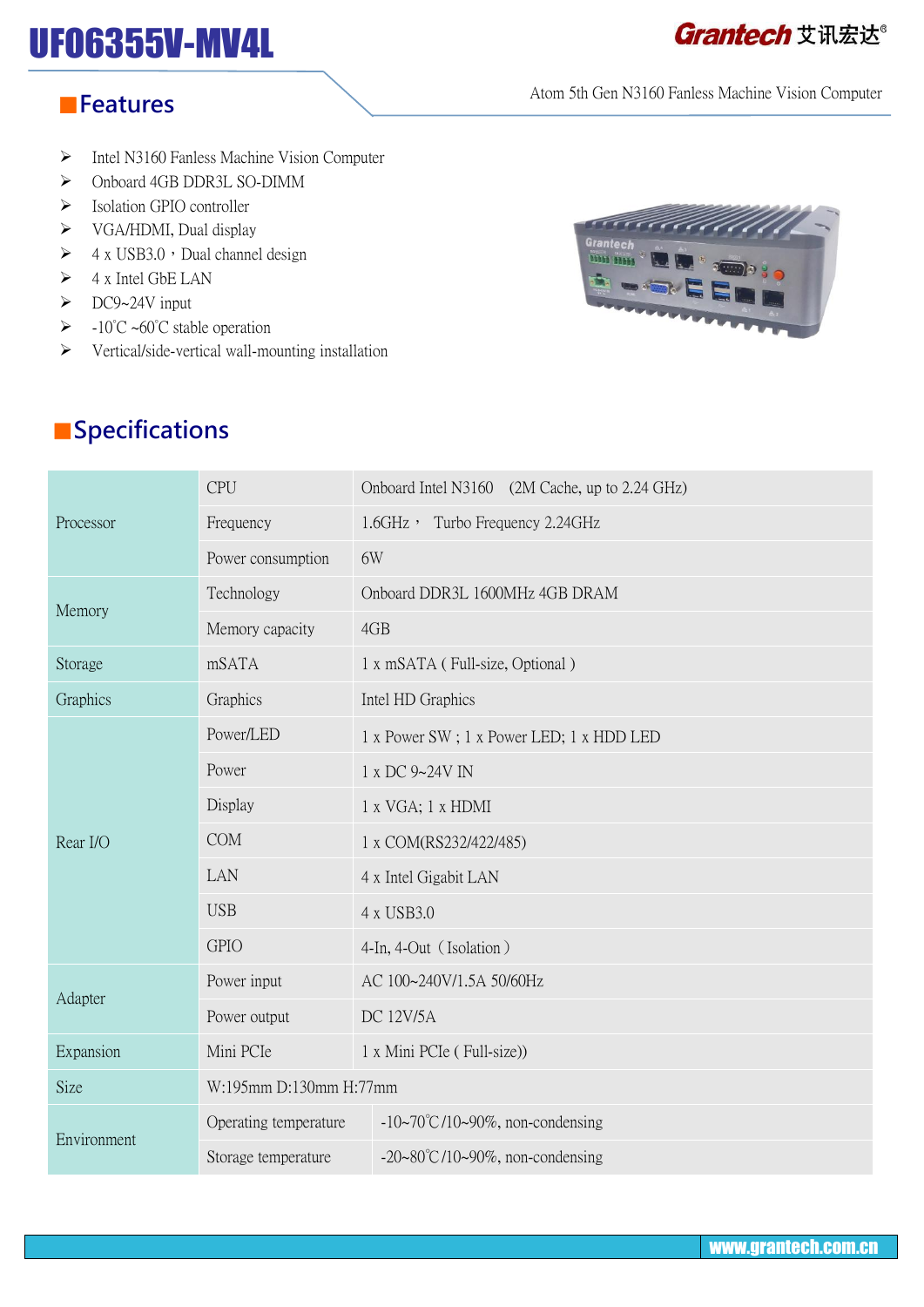# UF06355V-MV4L

Grantech 艾讯宏达®

Atom 5th Gen N3160 Fanless Machine Vision Computer

## Features

- Intel N3160 Fanless Machine Vision Computer
- Onboard 4GB DDR3L SO-DIMM
- Isolation GPIO controller
- VGA/HDMI, Dual display
- 4 x USB3.0，Dual channel design
- 4 x Intel GbE LAN
- DC9~24V input
- -10℃ ~60℃ stable operation
- Vertical/side-vertical wall-mounting installation

## Specifications

| | | |
|---|---|---|
| Processor | CPU | Onboard Intel N3160 (2M Cache, up to 2.24 GHz) |
| | Frequency | 1.6GHz， Turbo Frequency 2.24GHz |
| | Power consumption | 6W |
| Memory | Technology | Onboard DDR3L 1600MHz 4GB DRAM |
| | Memory capacity | 4GB |
| Storage | mSATA | 1 x mSATA ( Full-size, Optional ) |
| Graphics | Graphics | Intel HD Graphics |
| Rear I/O | Power/LED | 1 x Power SW ; 1 x Power LED; 1 x HDD LED |
| | Power | 1 x DC 9~24V IN |
| | Display | 1 x VGA; 1 x HDMI |
| | COM | 1 x COM(RS232/422/485) |
| | LAN | 4 x Intel Gigabit LAN |
| | USB | 4 x USB3.0 |
| | GPIO | 4-In, 4-Out（Isolation） |
| Adapter | Power input | AC 100~240V/1.5A 50/60Hz |
| | Power output | DC 12V/5A |
| Expansion | Mini PCIe | 1 x Mini PCIe ( Full-size)) |
| Size | W:195mm D:130mm H:77mm | |
| Environment | Operating temperature | -10~70℃/10~90%, non-condensing |
| | Storage temperature | -20~80℃/10~90%, non-condensing |

www.grantech.com.cn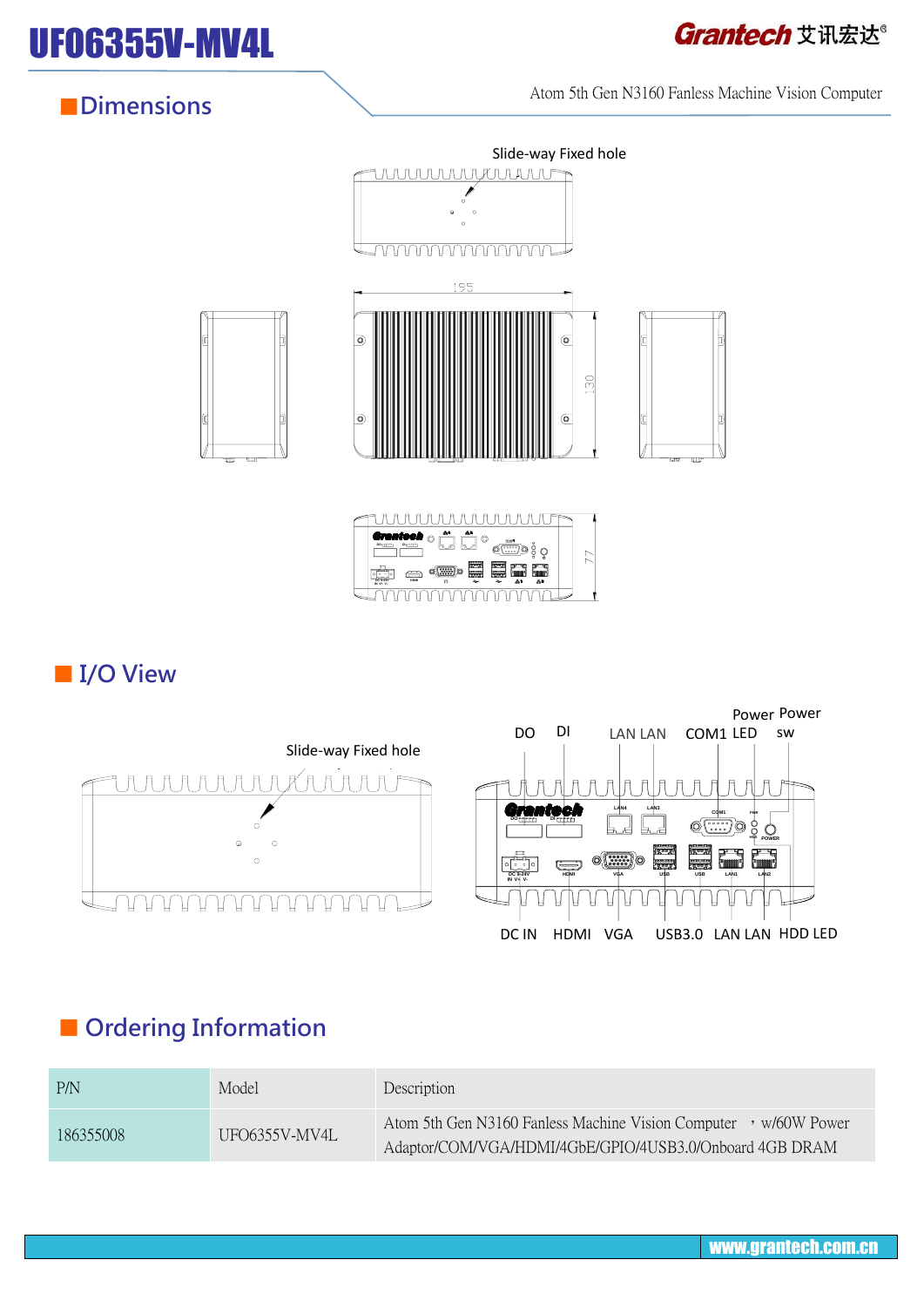## Dimensions

Slide-way Fixed hole

195

130

77

## I/O View

Slide-way Fixed hole

DO DI LAN LAN COM1 Power LED Power sw

DC IN HDMI VGA USB3.0 LAN LAN HDD LED

## Ordering Information

| P/N | Model | Description |
|---|---|---|
| 186355008 | UFO6355V-MV4L | Atom 5th Gen N3160 Fanless Machine Vision Computer ，w/60W Power Adaptor/COM/VGA/HDMI/4GbE/GPIO/4USB3.0/Onboard 4GB DRAM |